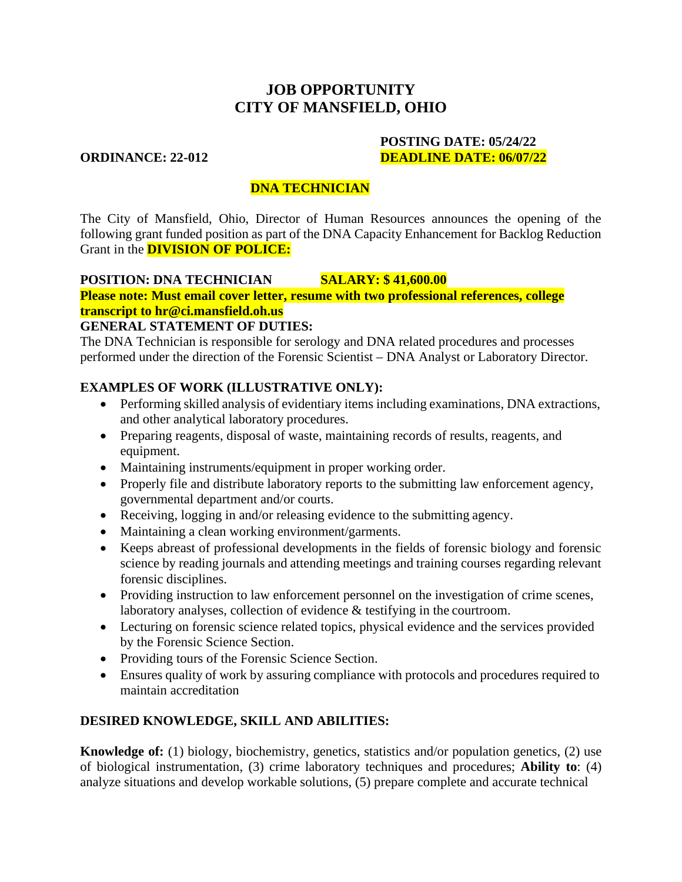# JOB OPPORTUNITY
# CITY OF MANSFIELD, OHIO

**ORDINANCE: 22-012**

**POSTING DATE: 05/24/22**
**DEADLINE DATE: 06/07/22**

## DNA TECHNICIAN

The City of Mansfield, Ohio, Director of Human Resources announces the opening of the following grant funded position as part of the DNA Capacity Enhancement for Backlog Reduction Grant in the **DIVISION OF POLICE:**

**POSITION: DNA TECHNICIAN** **SALARY: $ 41,600.00**

**Please note: Must email cover letter, resume with two professional references, college transcript to hr@ci.mansfield.oh.us**

**GENERAL STATEMENT OF DUTIES:**

The DNA Technician is responsible for serology and DNA related procedures and processes performed under the direction of the Forensic Scientist – DNA Analyst or Laboratory Director.

**EXAMPLES OF WORK (ILLUSTRATIVE ONLY):**

- Performing skilled analysis of evidentiary items including examinations, DNA extractions, and other analytical laboratory procedures.
- Preparing reagents, disposal of waste, maintaining records of results, reagents, and equipment.
- Maintaining instruments/equipment in proper working order.
- Properly file and distribute laboratory reports to the submitting law enforcement agency, governmental department and/or courts.
- Receiving, logging in and/or releasing evidence to the submitting agency.
- Maintaining a clean working environment/garments.
- Keeps abreast of professional developments in the fields of forensic biology and forensic science by reading journals and attending meetings and training courses regarding relevant forensic disciplines.
- Providing instruction to law enforcement personnel on the investigation of crime scenes, laboratory analyses, collection of evidence & testifying in the courtroom.
- Lecturing on forensic science related topics, physical evidence and the services provided by the Forensic Science Section.
- Providing tours of the Forensic Science Section.
- Ensures quality of work by assuring compliance with protocols and procedures required to maintain accreditation

**DESIRED KNOWLEDGE, SKILL AND ABILITIES:**

**Knowledge of:** (1) biology, biochemistry, genetics, statistics and/or population genetics, (2) use of biological instrumentation, (3) crime laboratory techniques and procedures; **Ability to**: (4) analyze situations and develop workable solutions, (5) prepare complete and accurate technical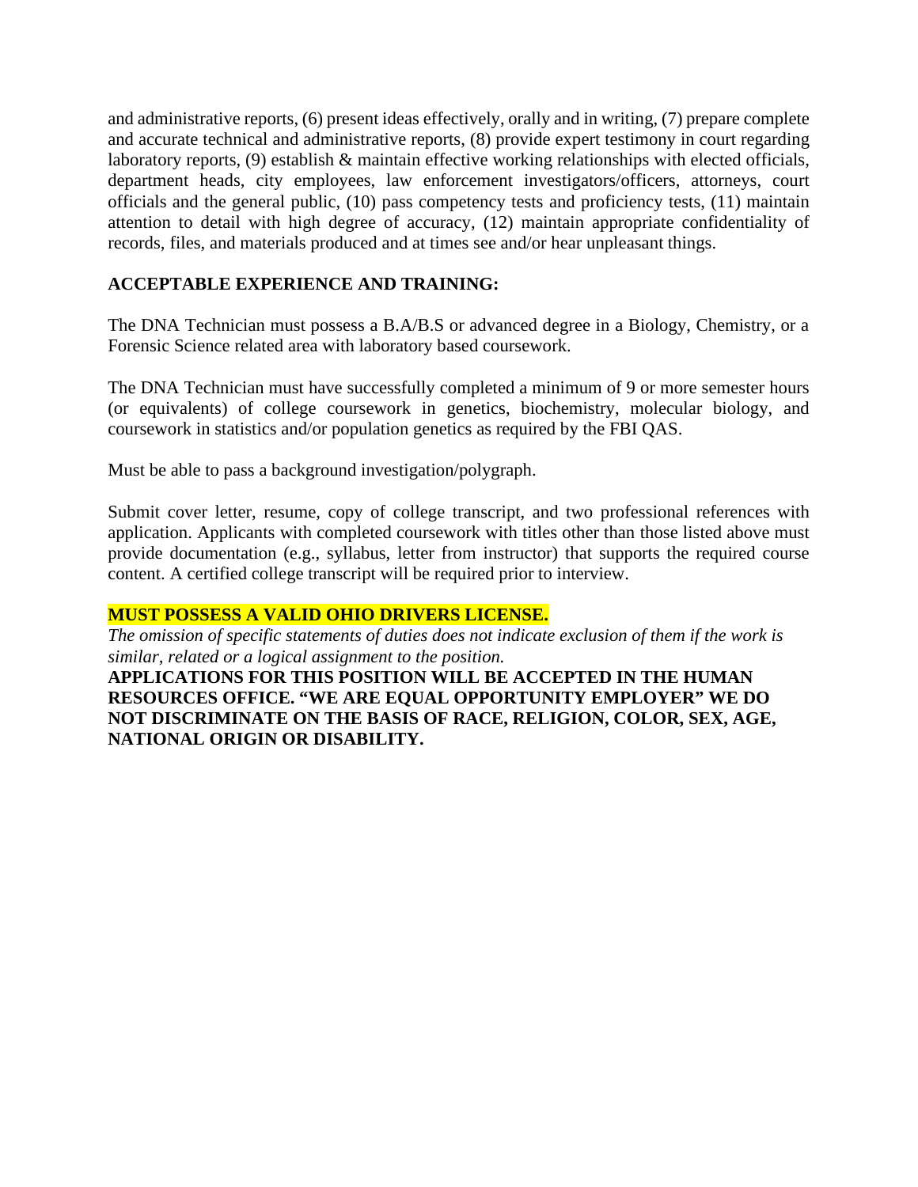and administrative reports, (6) present ideas effectively, orally and in writing, (7) prepare complete and accurate technical and administrative reports, (8) provide expert testimony in court regarding laboratory reports, (9) establish & maintain effective working relationships with elected officials, department heads, city employees, law enforcement investigators/officers, attorneys, court officials and the general public, (10) pass competency tests and proficiency tests, (11) maintain attention to detail with high degree of accuracy, (12) maintain appropriate confidentiality of records, files, and materials produced and at times see and/or hear unpleasant things.

**ACCEPTABLE EXPERIENCE AND TRAINING:**

The DNA Technician must possess a B.A/B.S or advanced degree in a Biology, Chemistry, or a Forensic Science related area with laboratory based coursework.

The DNA Technician must have successfully completed a minimum of 9 or more semester hours (or equivalents) of college coursework in genetics, biochemistry, molecular biology, and coursework in statistics and/or population genetics as required by the FBI QAS.

Must be able to pass a background investigation/polygraph.

Submit cover letter, resume, copy of college transcript, and two professional references with application. Applicants with completed coursework with titles other than those listed above must provide documentation (e.g., syllabus, letter from instructor) that supports the required course content. A certified college transcript will be required prior to interview.

**MUST POSSESS A VALID OHIO DRIVERS LICENSE.**

*The omission of specific statements of duties does not indicate exclusion of them if the work is similar, related or a logical assignment to the position.*

**APPLICATIONS FOR THIS POSITION WILL BE ACCEPTED IN THE HUMAN RESOURCES OFFICE. "WE ARE EQUAL OPPORTUNITY EMPLOYER" WE DO NOT DISCRIMINATE ON THE BASIS OF RACE, RELIGION, COLOR, SEX, AGE, NATIONAL ORIGIN OR DISABILITY.**